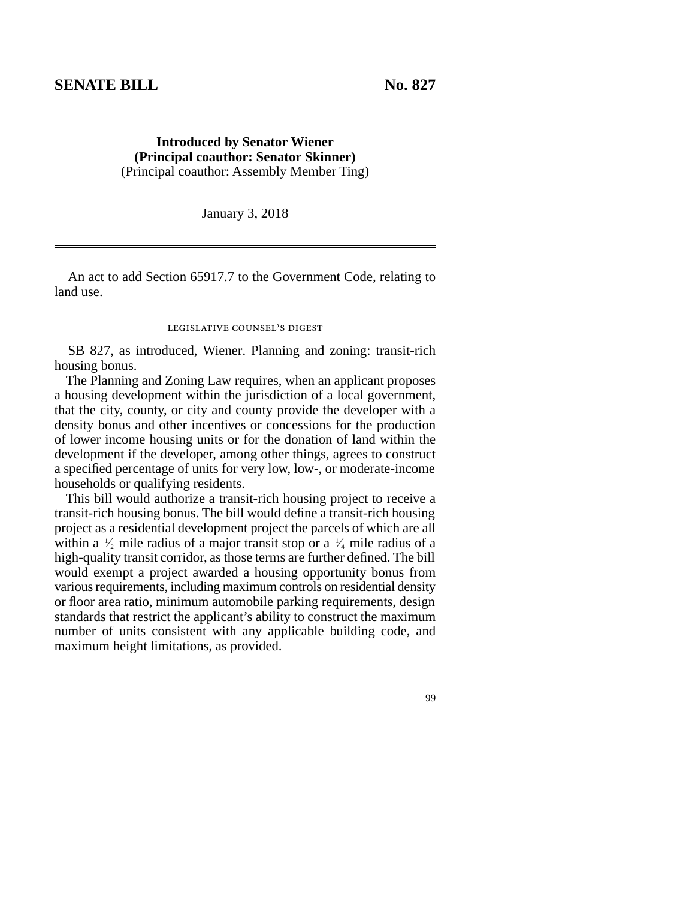## SENATE BILL No. 827

---

**Introduced by Senator Wiener**
**(Principal coauthor: Senator Skinner)**
(Principal coauthor: Assembly Member Ting)

January 3, 2018

---

An act to add Section 65917.7 to the Government Code, relating to land use.

### LEGISLATIVE COUNSEL'S DIGEST

SB 827, as introduced, Wiener. Planning and zoning: transit-rich housing bonus.

The Planning and Zoning Law requires, when an applicant proposes a housing development within the jurisdiction of a local government, that the city, county, or city and county provide the developer with a density bonus and other incentives or concessions for the production of lower income housing units or for the donation of land within the development if the developer, among other things, agrees to construct a specified percentage of units for very low, low-, or moderate-income households or qualifying residents.

This bill would authorize a transit-rich housing project to receive a transit-rich housing bonus. The bill would define a transit-rich housing project as a residential development project the parcels of which are all within a $\frac{1}{2}$ mile radius of a major transit stop or a $\frac{1}{4}$ mile radius of a high-quality transit corridor, as those terms are further defined. The bill would exempt a project awarded a housing opportunity bonus from various requirements, including maximum controls on residential density or floor area ratio, minimum automobile parking requirements, design standards that restrict the applicant's ability to construct the maximum number of units consistent with any applicable building code, and maximum height limitations, as provided.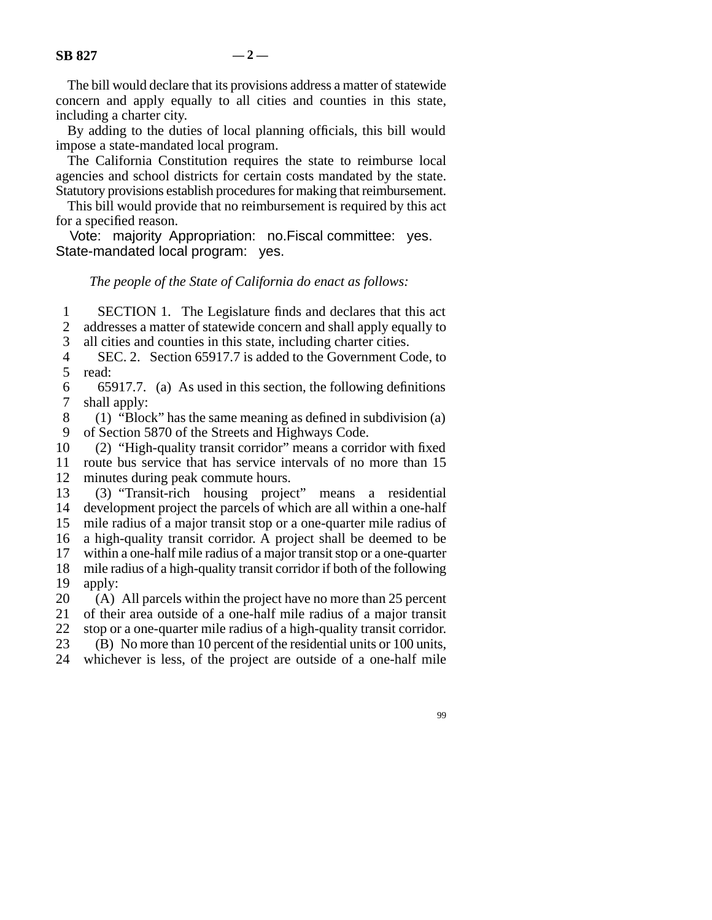The bill would declare that its provisions address a matter of statewide concern and apply equally to all cities and counties in this state, including a charter city.

By adding to the duties of local planning officials, this bill would impose a state-mandated local program.

The California Constitution requires the state to reimburse local agencies and school districts for certain costs mandated by the state. Statutory provisions establish procedures for making that reimbursement.

This bill would provide that no reimbursement is required by this act for a specified reason.

Vote: majority Appropriation: no. Fiscal committee: yes. State-mandated local program: yes.

*The people of the State of California do enact as follows:*

SECTION 1. The Legislature finds and declares that this act addresses a matter of statewide concern and shall apply equally to all cities and counties in this state, including charter cities.

SEC. 2. Section 65917.7 is added to the Government Code, to read:

65917.7. (a) As used in this section, the following definitions shall apply:

(1) "Block" has the same meaning as defined in subdivision (a) of Section 5870 of the Streets and Highways Code.

(2) "High-quality transit corridor" means a corridor with fixed route bus service that has service intervals of no more than 15 minutes during peak commute hours.

(3) "Transit-rich housing project" means a residential development project the parcels of which are all within a one-half mile radius of a major transit stop or a one-quarter mile radius of a high-quality transit corridor. A project shall be deemed to be within a one-half mile radius of a major transit stop or a one-quarter mile radius of a high-quality transit corridor if both of the following apply:

(A) All parcels within the project have no more than 25 percent of their area outside of a one-half mile radius of a major transit stop or a one-quarter mile radius of a high-quality transit corridor.

(B) No more than 10 percent of the residential units or 100 units, whichever is less, of the project are outside of a one-half mile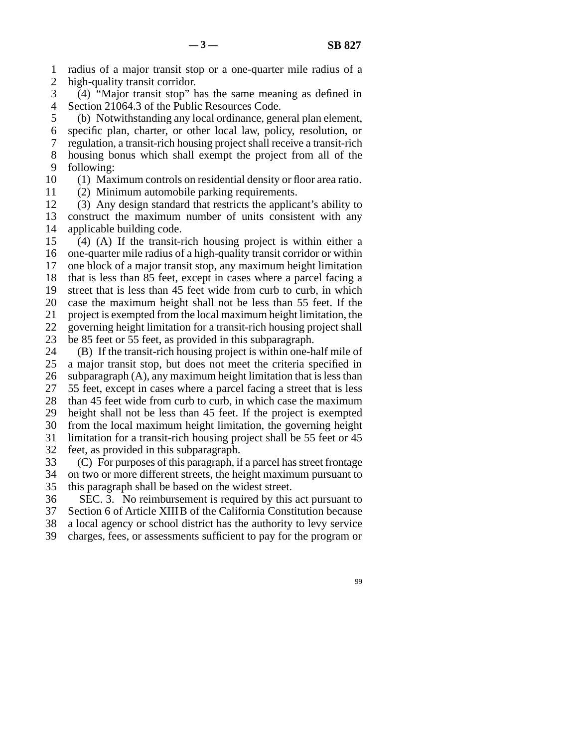radius of a major transit stop or a one-quarter mile radius of a high-quality transit corridor.

(4) "Major transit stop" has the same meaning as defined in Section 21064.3 of the Public Resources Code.

(b) Notwithstanding any local ordinance, general plan element, specific plan, charter, or other local law, policy, resolution, or regulation, a transit-rich housing project shall receive a transit-rich housing bonus which shall exempt the project from all of the following:

(1) Maximum controls on residential density or floor area ratio.

(2) Minimum automobile parking requirements.

(3) Any design standard that restricts the applicant's ability to construct the maximum number of units consistent with any applicable building code.

(4) (A) If the transit-rich housing project is within either a one-quarter mile radius of a high-quality transit corridor or within one block of a major transit stop, any maximum height limitation that is less than 85 feet, except in cases where a parcel facing a street that is less than 45 feet wide from curb to curb, in which case the maximum height shall not be less than 55 feet. If the project is exempted from the local maximum height limitation, the governing height limitation for a transit-rich housing project shall be 85 feet or 55 feet, as provided in this subparagraph.

(B) If the transit-rich housing project is within one-half mile of a major transit stop, but does not meet the criteria specified in subparagraph (A), any maximum height limitation that is less than 55 feet, except in cases where a parcel facing a street that is less than 45 feet wide from curb to curb, in which case the maximum height shall not be less than 45 feet. If the project is exempted from the local maximum height limitation, the governing height limitation for a transit-rich housing project shall be 55 feet or 45 feet, as provided in this subparagraph.

(C) For purposes of this paragraph, if a parcel has street frontage on two or more different streets, the height maximum pursuant to this paragraph shall be based on the widest street.

SEC. 3. No reimbursement is required by this act pursuant to Section 6 of Article XIII B of the California Constitution because a local agency or school district has the authority to levy service charges, fees, or assessments sufficient to pay for the program or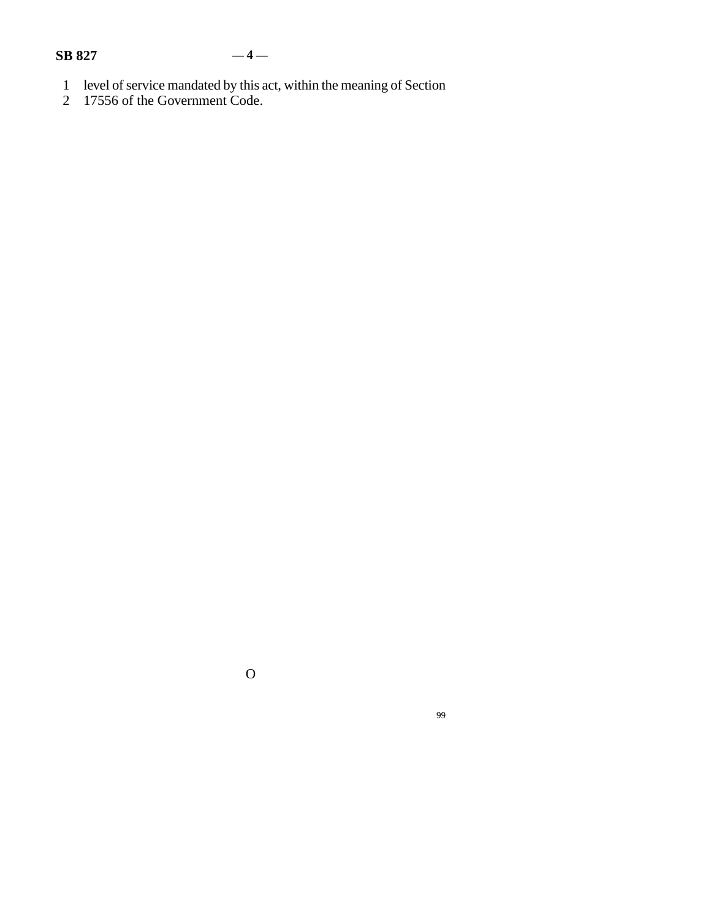level of service mandated by this act, within the meaning of Section 17556 of the Government Code.

O